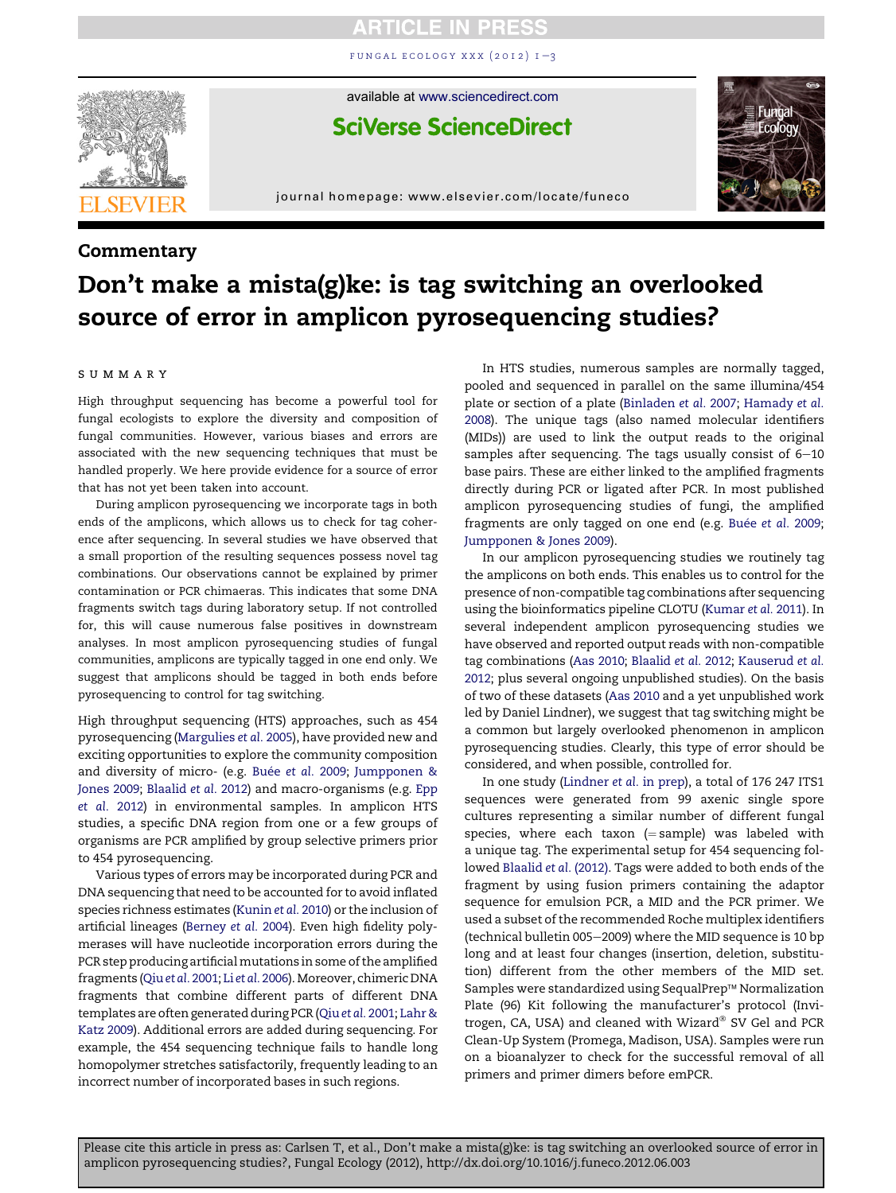## Commentary

# Don't make a mista(g)ke: is tag switching an overlooked source of error in amplicon pyrosequencing studies?

### SUMMARY

High throughput sequencing has become a powerful tool for fungal ecologists to explore the diversity and composition of fungal communities. However, various biases and errors are associated with the new sequencing techniques that must be handled properly. We here provide evidence for a source of error that has not yet been taken into account.

During amplicon pyrosequencing we incorporate tags in both ends of the amplicons, which allows us to check for tag coherence after sequencing. In several studies we have observed that a small proportion of the resulting sequences possess novel tag combinations. Our observations cannot be explained by primer contamination or PCR chimaeras. This indicates that some DNA fragments switch tags during laboratory setup. If not controlled for, this will cause numerous false positives in downstream analyses. In most amplicon pyrosequencing studies of fungal communities, amplicons are typically tagged in one end only. We suggest that amplicons should be tagged in both ends before pyrosequencing to control for tag switching.

High throughput sequencing (HTS) approaches, such as 454 pyrosequencing (Margulies *et al.* 2005), have provided new and exciting opportunities to explore the community composition and diversity of micro- (e.g. Buée *et al.* 2009; Jumpponen & Jones 2009; Blaalid *et al.* 2012) and macro-organisms (e.g. Epp *et al.* 2012) in environmental samples. In amplicon HTS studies, a specific DNA region from one or a few groups of organisms are PCR amplified by group selective primers prior to 454 pyrosequencing.

Various types of errors may be incorporated during PCR and DNA sequencing that need to be accounted for to avoid inflated species richness estimates (Kunin *et al.* 2010) or the inclusion of artificial lineages (Berney *et al.* 2004). Even high fidelity polymerases will have nucleotide incorporation errors during the PCR step producing artificial mutations in some of the amplified fragments (Qiu *et al.* 2001; Li *et al.* 2006). Moreover, chimeric DNA fragments that combine different parts of different DNA templates are often generated during PCR (Qiu *et al.* 2001; Lahr & Katz 2009). Additional errors are added during sequencing. For example, the 454 sequencing technique fails to handle long homopolymer stretches satisfactorily, frequently leading to an incorrect number of incorporated bases in such regions.

In HTS studies, numerous samples are normally tagged, pooled and sequenced in parallel on the same illumina/454 plate or section of a plate (Binladen *et al.* 2007; Hamady *et al.* 2008). The unique tags (also named molecular identifiers (MIDs)) are used to link the output reads to the original samples after sequencing. The tags usually consist of 6–10 base pairs. These are either linked to the amplified fragments directly during PCR or ligated after PCR. In most published amplicon pyrosequencing studies of fungi, the amplified fragments are only tagged on one end (e.g. Buée *et al.* 2009; Jumpponen & Jones 2009).

In our amplicon pyrosequencing studies we routinely tag the amplicons on both ends. This enables us to control for the presence of non-compatible tag combinations after sequencing using the bioinformatics pipeline CLOTU (Kumar *et al.* 2011). In several independent amplicon pyrosequencing studies we have observed and reported output reads with non-compatible tag combinations (Aas 2010; Blaalid *et al.* 2012; Kauserud *et al.* 2012; plus several ongoing unpublished studies). On the basis of two of these datasets (Aas 2010 and a yet unpublished work led by Daniel Lindner), we suggest that tag switching might be a common but largely overlooked phenomenon in amplicon pyrosequencing studies. Clearly, this type of error should be considered, and when possible, controlled for.

In one study (Lindner *et al.* in prep), a total of 176 247 ITS1 sequences were generated from 99 axenic single spore cultures representing a similar number of different fungal species, where each taxon (= sample) was labeled with a unique tag. The experimental setup for 454 sequencing followed Blaalid *et al.* (2012). Tags were added to both ends of the fragment by using fusion primers containing the adaptor sequence for emulsion PCR, a MID and the PCR primer. We used a subset of the recommended Roche multiplex identifiers (technical bulletin 005–2009) where the MID sequence is 10 bp long and at least four changes (insertion, deletion, substitution) different from the other members of the MID set. Samples were standardized using SequalPrep™ Normalization Plate (96) Kit following the manufacturer's protocol (Invitrogen, CA, USA) and cleaned with Wizard® SV Gel and PCR Clean-Up System (Promega, Madison, USA). Samples were run on a bioanalyzer to check for the successful removal of all primers and primer dimers before emPCR.

Please cite this article in press as: Carlsen T, et al., Don't make a mista(g)ke: is tag switching an overlooked source of error in amplicon pyrosequencing studies?, Fungal Ecology (2012), http://dx.doi.org/10.1016/j.funeco.2012.06.003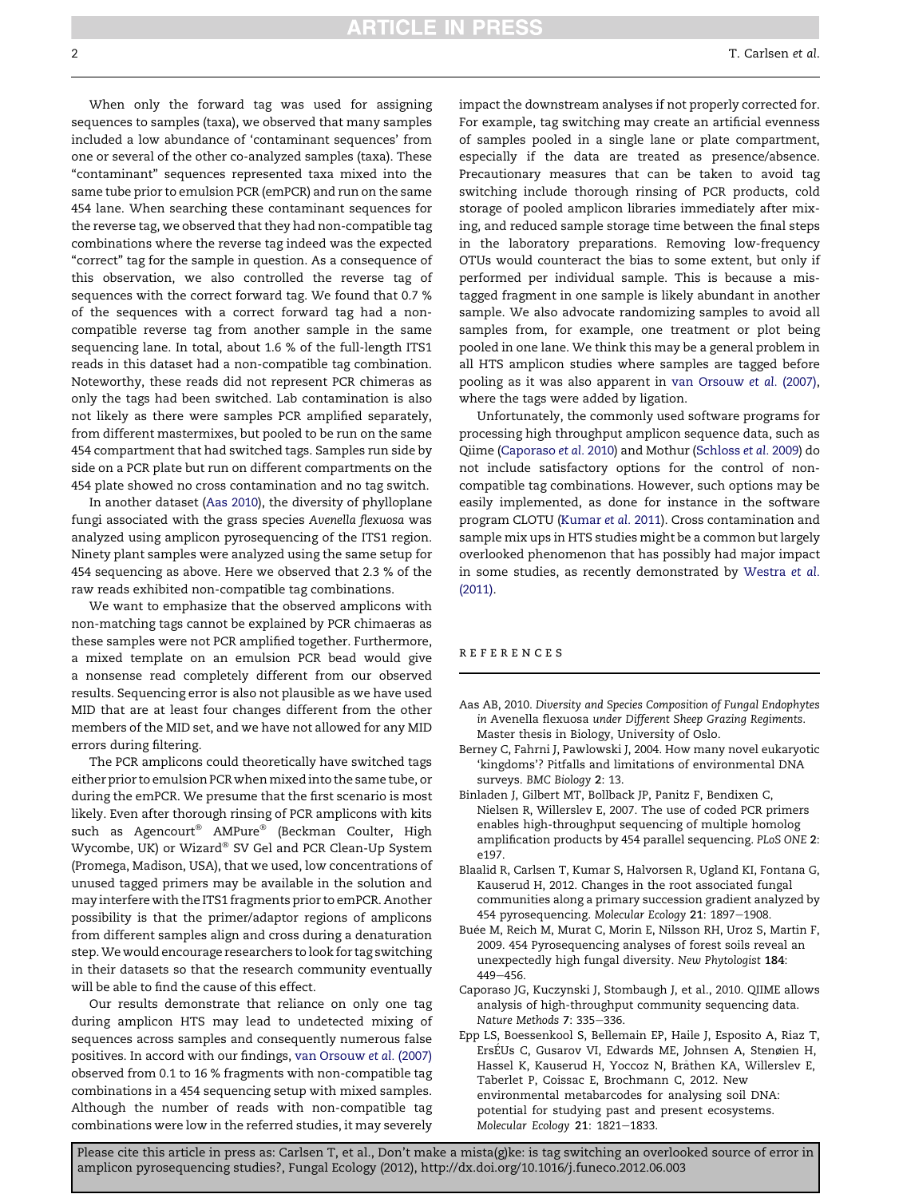When only the forward tag was used for assigning sequences to samples (taxa), we observed that many samples included a low abundance of 'contaminant sequences' from one or several of the other co-analyzed samples (taxa). These "contaminant" sequences represented taxa mixed into the same tube prior to emulsion PCR (emPCR) and run on the same 454 lane. When searching these contaminant sequences for the reverse tag, we observed that they had non-compatible tag combinations where the reverse tag indeed was the expected "correct" tag for the sample in question. As a consequence of this observation, we also controlled the reverse tag of sequences with the correct forward tag. We found that 0.7 % of the sequences with a correct forward tag had a non-compatible reverse tag from another sample in the same sequencing lane. In total, about 1.6 % of the full-length ITS1 reads in this dataset had a non-compatible tag combination. Noteworthy, these reads did not represent PCR chimeras as only the tags had been switched. Lab contamination is also not likely as there were samples PCR amplified separately, from different mastermixes, but pooled to be run on the same 454 compartment that had switched tags. Samples run side by side on a PCR plate but run on different compartments on the 454 plate showed no cross contamination and no tag switch.

In another dataset (Aas 2010), the diversity of phylloplane fungi associated with the grass species *Avenella flexuosa* was analyzed using amplicon pyrosequencing of the ITS1 region. Ninety plant samples were analyzed using the same setup for 454 sequencing as above. Here we observed that 2.3 % of the raw reads exhibited non-compatible tag combinations.

We want to emphasize that the observed amplicons with non-matching tags cannot be explained by PCR chimaeras as these samples were not PCR amplified together. Furthermore, a mixed template on an emulsion PCR bead would give a nonsense read completely different from our observed results. Sequencing error is also not plausible as we have used MID that are at least four changes different from the other members of the MID set, and we have not allowed for any MID errors during filtering.

The PCR amplicons could theoretically have switched tags either prior to emulsion PCR when mixed into the same tube, or during the emPCR. We presume that the first scenario is most likely. Even after thorough rinsing of PCR amplicons with kits such as Agencourt® AMPure® (Beckman Coulter, High Wycombe, UK) or Wizard® SV Gel and PCR Clean-Up System (Promega, Madison, USA), that we used, low concentrations of unused tagged primers may be available in the solution and may interfere with the ITS1 fragments prior to emPCR. Another possibility is that the primer/adaptor regions of amplicons from different samples align and cross during a denaturation step. We would encourage researchers to look for tag switching in their datasets so that the research community eventually will be able to find the cause of this effect.

Our results demonstrate that reliance on only one tag during amplicon HTS may lead to undetected mixing of sequences across samples and consequently numerous false positives. In accord with our findings, van Orsouw *et al.* (2007) observed from 0.1 to 16 % fragments with non-compatible tag combinations in a 454 sequencing setup with mixed samples. Although the number of reads with non-compatible tag combinations were low in the referred studies, it may severely impact the downstream analyses if not properly corrected for. For example, tag switching may create an artificial evenness of samples pooled in a single lane or plate compartment, especially if the data are treated as presence/absence. Precautionary measures that can be taken to avoid tag switching include thorough rinsing of PCR products, cold storage of pooled amplicon libraries immediately after mixing, and reduced sample storage time between the final steps in the laboratory preparations. Removing low-frequency OTUs would counteract the bias to some extent, but only if performed per individual sample. This is because a mis-tagged fragment in one sample is likely abundant in another sample. We also advocate randomizing samples to avoid all samples from, for example, one treatment or plot being pooled in one lane. We think this may be a general problem in all HTS amplicon studies where samples are tagged before pooling as it was also apparent in van Orsouw *et al.* (2007), where the tags were added by ligation.

Unfortunately, the commonly used software programs for processing high throughput amplicon sequence data, such as Qiime (Caporaso *et al.* 2010) and Mothur (Schloss *et al.* 2009) do not include satisfactory options for the control of non-compatible tag combinations. However, such options may be easily implemented, as done for instance in the software program CLOTU (Kumar *et al.* 2011). Cross contamination and sample mix ups in HTS studies might be a common but largely overlooked phenomenon that has possibly had major impact in some studies, as recently demonstrated by Westra *et al.* (2011).

## REFERENCES

Aas AB, 2010. *Diversity and Species Composition of Fungal Endophytes in* Avenella flexuosa *under Different Sheep Grazing Regiments.* Master thesis in Biology, University of Oslo.

Berney C, Fahrni J, Pawlowski J, 2004. How many novel eukaryotic 'kingdoms'? Pitfalls and limitations of environmental DNA surveys. *BMC Biology* **2**: 13.

Binladen J, Gilbert MT, Bollback JP, Panitz F, Bendixen C, Nielsen R, Willerslev E, 2007. The use of coded PCR primers enables high-throughput sequencing of multiple homolog amplification products by 454 parallel sequencing. *PLoS ONE* **2**: e197.

Blaalid R, Carlsen T, Kumar S, Halvorsen R, Ugland KI, Fontana G, Kauserud H, 2012. Changes in the root associated fungal communities along a primary succession gradient analyzed by 454 pyrosequencing. *Molecular Ecology* **21**: 1897–1908.

Buée M, Reich M, Murat C, Morin E, Nilsson RH, Uroz S, Martin F, 2009. 454 Pyrosequencing analyses of forest soils reveal an unexpectedly high fungal diversity. *New Phytologist* **184**: 449–456.

Caporaso JG, Kuczynski J, Stombaugh J, et al., 2010. QIIME allows analysis of high-throughput community sequencing data. *Nature Methods* **7**: 335–336.

Epp LS, Boessenkool S, Bellemain EP, Haile J, Esposito A, Riaz T, ErsÉUs C, Gusarov VI, Edwards ME, Johnsen A, Stenøien H, Hassel K, Kauserud H, Yoccoz N, Bråthen KA, Willerslev E, Taberlet P, Coissac E, Brochmann C, 2012. New environmental metabarcodes for analysing soil DNA: potential for studying past and present ecosystems. *Molecular Ecology* **21**: 1821–1833.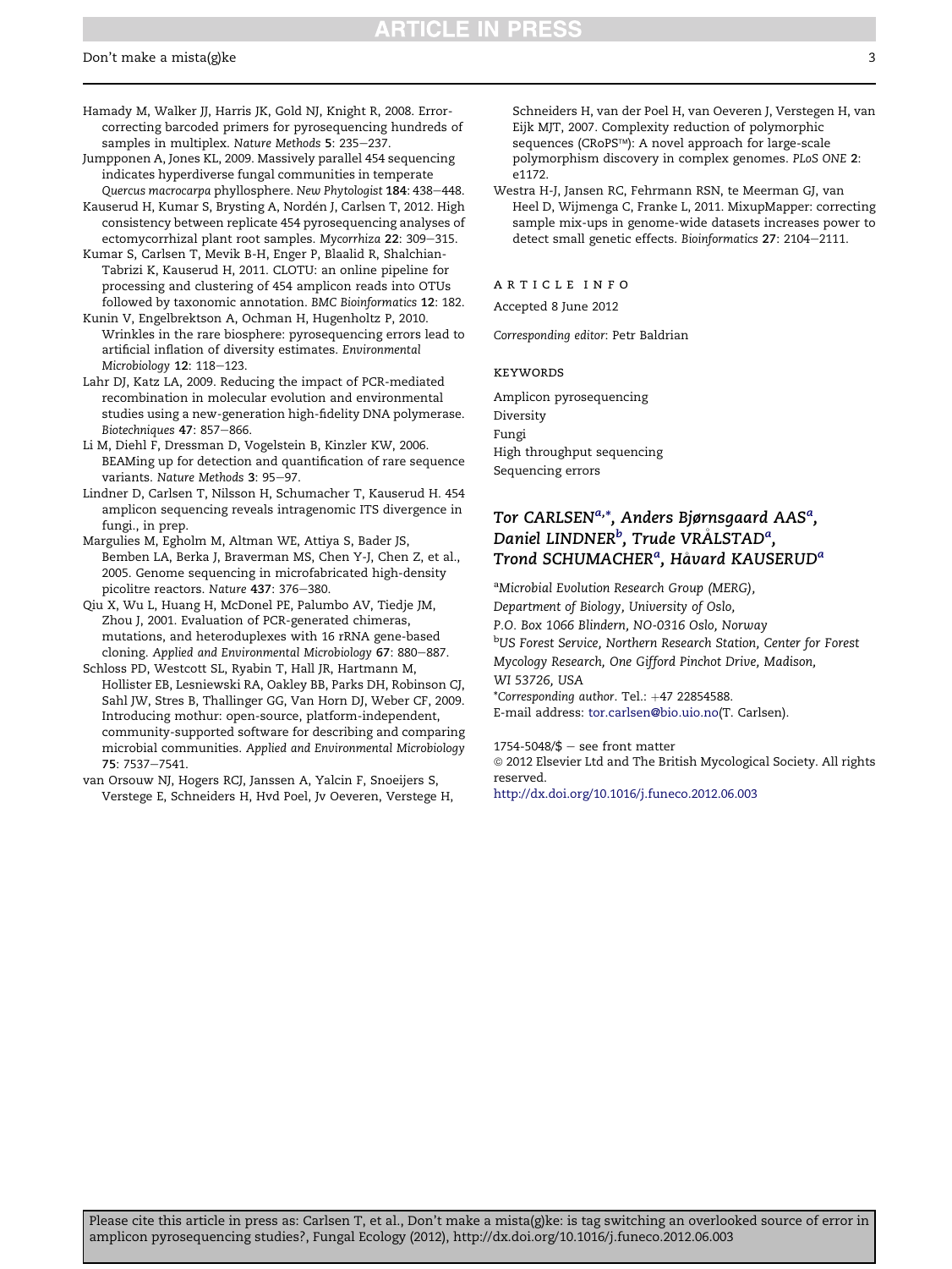Hamady M, Walker JJ, Harris JK, Gold NJ, Knight R, 2008. Error-correcting barcoded primers for pyrosequencing hundreds of samples in multiplex. *Nature Methods* **5**: 235–237.

Jumpponen A, Jones KL, 2009. Massively parallel 454 sequencing indicates hyperdiverse fungal communities in temperate *Quercus macrocarpa* phyllosphere. *New Phytologist* **184**: 438–448.

Kauserud H, Kumar S, Brysting A, Nordén J, Carlsen T, 2012. High consistency between replicate 454 pyrosequencing analyses of ectomycorrhizal plant root samples. *Mycorrhiza* **22**: 309–315.

Kumar S, Carlsen T, Mevik B-H, Enger P, Blaalid R, Shalchian-Tabrizi K, Kauserud H, 2011. CLOTU: an online pipeline for processing and clustering of 454 amplicon reads into OTUs followed by taxonomic annotation. *BMC Bioinformatics* **12**: 182.

Kunin V, Engelbrektson A, Ochman H, Hugenholtz P, 2010. Wrinkles in the rare biosphere: pyrosequencing errors lead to artificial inflation of diversity estimates. *Environmental Microbiology* **12**: 118–123.

Lahr DJ, Katz LA, 2009. Reducing the impact of PCR-mediated recombination in molecular evolution and environmental studies using a new-generation high-fidelity DNA polymerase. *Biotechniques* **47**: 857–866.

Li M, Diehl F, Dressman D, Vogelstein B, Kinzler KW, 2006. BEAMing up for detection and quantification of rare sequence variants. *Nature Methods* **3**: 95–97.

Lindner D, Carlsen T, Nilsson H, Schumacher T, Kauserud H. 454 amplicon sequencing reveals intragenomic ITS divergence in fungi., in prep.

Margulies M, Egholm M, Altman WE, Attiya S, Bader JS, Bemben LA, Berka J, Braverman MS, Chen Y-J, Chen Z, et al., 2005. Genome sequencing in microfabricated high-density picolitre reactors. *Nature* **437**: 376–380.

Qiu X, Wu L, Huang H, McDonel PE, Palumbo AV, Tiedje JM, Zhou J, 2001. Evaluation of PCR-generated chimeras, mutations, and heteroduplexes with 16 rRNA gene-based cloning. *Applied and Environmental Microbiology* **67**: 880–887.

Schloss PD, Westcott SL, Ryabin T, Hall JR, Hartmann M, Hollister EB, Lesniewski RA, Oakley BB, Parks DH, Robinson CJ, Sahl JW, Stres B, Thallinger GG, Van Horn DJ, Weber CF, 2009. Introducing mothur: open-source, platform-independent, community-supported software for describing and comparing microbial communities. *Applied and Environmental Microbiology* **75**: 7537–7541.

van Orsouw NJ, Hogers RCJ, Janssen A, Yalcin F, Snoeijers S, Verstege E, Schneiders H, Hvd Poel, Jv Oeveren, Verstege H, Schneiders H, van der Poel H, van Oeveren J, Verstegen H, van Eijk MJT, 2007. Complexity reduction of polymorphic sequences (CRoPS™): A novel approach for large-scale polymorphism discovery in complex genomes. *PLoS ONE* **2**: e1172.

Westra H-J, Jansen RC, Fehrmann RSN, te Meerman GJ, van Heel D, Wijmenga C, Franke L, 2011. MixupMapper: correcting sample mix-ups in genome-wide datasets increases power to detect small genetic effects. *Bioinformatics* **27**: 2104–2111.

ARTICLE INFO

Accepted 8 June 2012

*Corresponding editor*: Petr Baldrian

KEYWORDS

Amplicon pyrosequencing
Diversity
Fungi
High throughput sequencing
Sequencing errors

***Tor CARLSEN[a,*], Anders Bjørnsgaard AAS[a], Daniel LINDNER[b], Trude VRÅLSTAD[a], Trond SCHUMACHER[a], Håvard KAUSERUD[a]***

[a]*Microbial Evolution Research Group (MERG), Department of Biology, University of Oslo, P.O. Box 1066 Blindern, NO-0316 Oslo, Norway*
[b]*US Forest Service, Northern Research Station, Center for Forest Mycology Research, One Gifford Pinchot Drive, Madison, WI 53726, USA*
**Corresponding author*. Tel.: +47 22854588.
E-mail address: tor.carlsen@bio.uio.no(T. Carlsen).

1754-5048/$ – see front matter
© 2012 Elsevier Ltd and The British Mycological Society. All rights reserved.
http://dx.doi.org/10.1016/j.funeco.2012.06.003